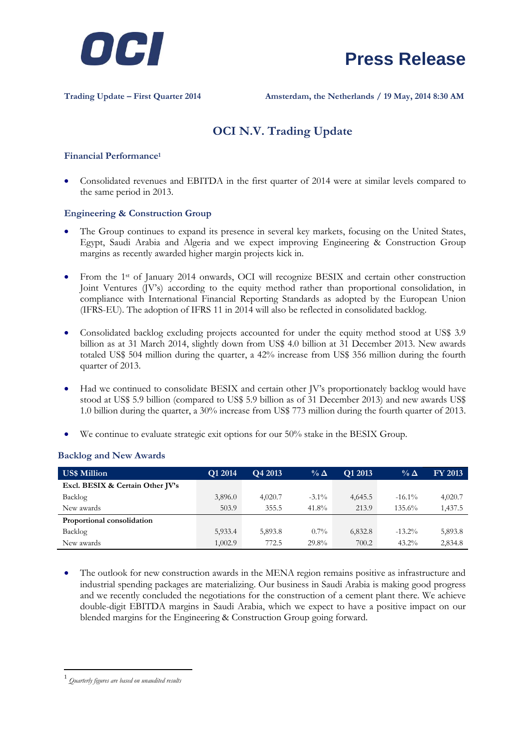# Press Release

**Trading Update – First Quarter 2014** **Amsterdam, the Netherlands / 19 May, 2014 8:30 AM**

## OCI N.V. Trading Update

### Financial Performance[1]

- Consolidated revenues and EBITDA in the first quarter of 2014 were at similar levels compared to the same period in 2013.

### Engineering & Construction Group

- The Group continues to expand its presence in several key markets, focusing on the United States, Egypt, Saudi Arabia and Algeria and we expect improving Engineering & Construction Group margins as recently awarded higher margin projects kick in.

- From the 1st of January 2014 onwards, OCI will recognize BESIX and certain other construction Joint Ventures (JV's) according to the equity method rather than proportional consolidation, in compliance with International Financial Reporting Standards as adopted by the European Union (IFRS-EU). The adoption of IFRS 11 in 2014 will also be reflected in consolidated backlog.

- Consolidated backlog excluding projects accounted for under the equity method stood at US$ 3.9 billion as at 31 March 2014, slightly down from US$ 4.0 billion at 31 December 2013. New awards totaled US$ 504 million during the quarter, a 42% increase from US$ 356 million during the fourth quarter of 2013.

- Had we continued to consolidate BESIX and certain other JV's proportionately backlog would have stood at US$ 5.9 billion (compared to US$ 5.9 billion as of 31 December 2013) and new awards US$ 1.0 billion during the quarter, a 30% increase from US$ 773 million during the fourth quarter of 2013.

- We continue to evaluate strategic exit options for our 50% stake in the BESIX Group.

### Backlog and New Awards

| US$ Million | Q1 2014 | Q4 2013 | % Δ | Q1 2013 | % Δ | FY 2013 |
|---|---|---|---|---|---|---|
| **Excl. BESIX & Certain Other JV's** | | | | | | |
| Backlog | 3,896.0 | 4,020.7 | -3.1% | 4,645.5 | -16.1% | 4,020.7 |
| New awards | 503.9 | 355.5 | 41.8% | 213.9 | 135.6% | 1,437.5 |
| **Proportional consolidation** | | | | | | |
| Backlog | 5,933.4 | 5,893.8 | 0.7% | 6,832.8 | -13.2% | 5,893.8 |
| New awards | 1,002.9 | 772.5 | 29.8% | 700.2 | 43.2% | 2,834.8 |

- The outlook for new construction awards in the MENA region remains positive as infrastructure and industrial spending packages are materializing. Our business in Saudi Arabia is making good progress and we recently concluded the negotiations for the construction of a cement plant there. We achieve double-digit EBITDA margins in Saudi Arabia, which we expect to have a positive impact on our blended margins for the Engineering & Construction Group going forward.

---

[1] *Quarterly figures are based on unaudited results*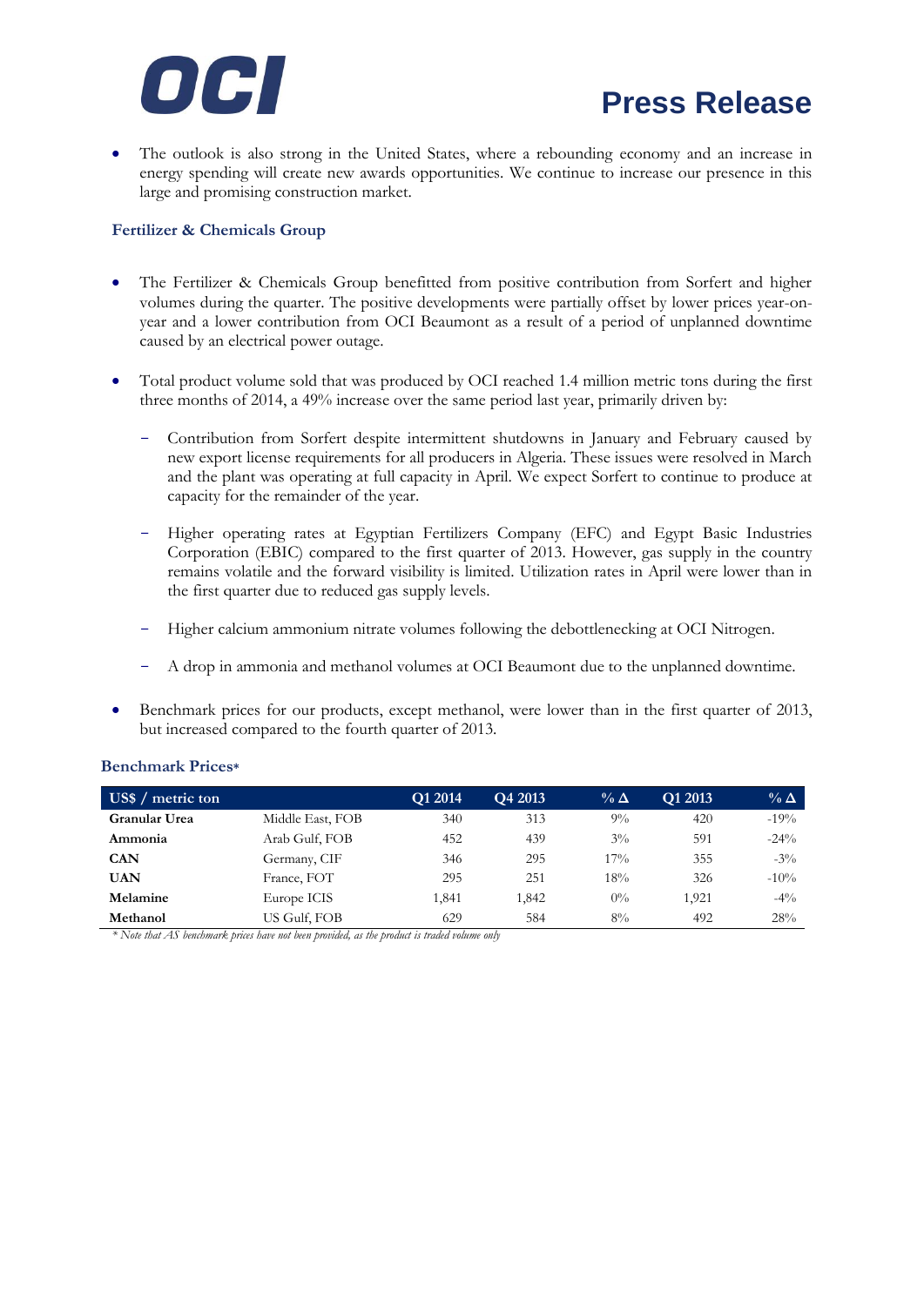- The outlook is also strong in the United States, where a rebounding economy and an increase in energy spending will create new awards opportunities. We continue to increase our presence in this large and promising construction market.

### Fertilizer & Chemicals Group

- The Fertilizer & Chemicals Group benefitted from positive contribution from Sorfert and higher volumes during the quarter. The positive developments were partially offset by lower prices year-on-year and a lower contribution from OCI Beaumont as a result of a period of unplanned downtime caused by an electrical power outage.

- Total product volume sold that was produced by OCI reached 1.4 million metric tons during the first three months of 2014, a 49% increase over the same period last year, primarily driven by:

  - Contribution from Sorfert despite intermittent shutdowns in January and February caused by new export license requirements for all producers in Algeria. These issues were resolved in March and the plant was operating at full capacity in April. We expect Sorfert to continue to produce at capacity for the remainder of the year.

  - Higher operating rates at Egyptian Fertilizers Company (EFC) and Egypt Basic Industries Corporation (EBIC) compared to the first quarter of 2013. However, gas supply in the country remains volatile and the forward visibility is limited. Utilization rates in April were lower than in the first quarter due to reduced gas supply levels.

  - Higher calcium ammonium nitrate volumes following the debottlenecking at OCI Nitrogen.

  - A drop in ammonia and methanol volumes at OCI Beaumont due to the unplanned downtime.

- Benchmark prices for our products, except methanol, were lower than in the first quarter of 2013, but increased compared to the fourth quarter of 2013.

### Benchmark Prices*

| US$ / metric ton | | Q1 2014 | Q4 2013 | % Δ | Q1 2013 | % Δ |
|---|---|---|---|---|---|---|
| **Granular Urea** | Middle East, FOB | 340 | 313 | 9% | 420 | -19% |
| **Ammonia** | Arab Gulf, FOB | 452 | 439 | 3% | 591 | -24% |
| **CAN** | Germany, CIF | 346 | 295 | 17% | 355 | -3% |
| **UAN** | France, FOT | 295 | 251 | 18% | 326 | -10% |
| **Melamine** | Europe ICIS | 1,841 | 1,842 | 0% | 1,921 | -4% |
| **Methanol** | US Gulf, FOB | 629 | 584 | 8% | 492 | 28% |

*\* Note that AS benchmark prices have not been provided, as the product is traded volume only*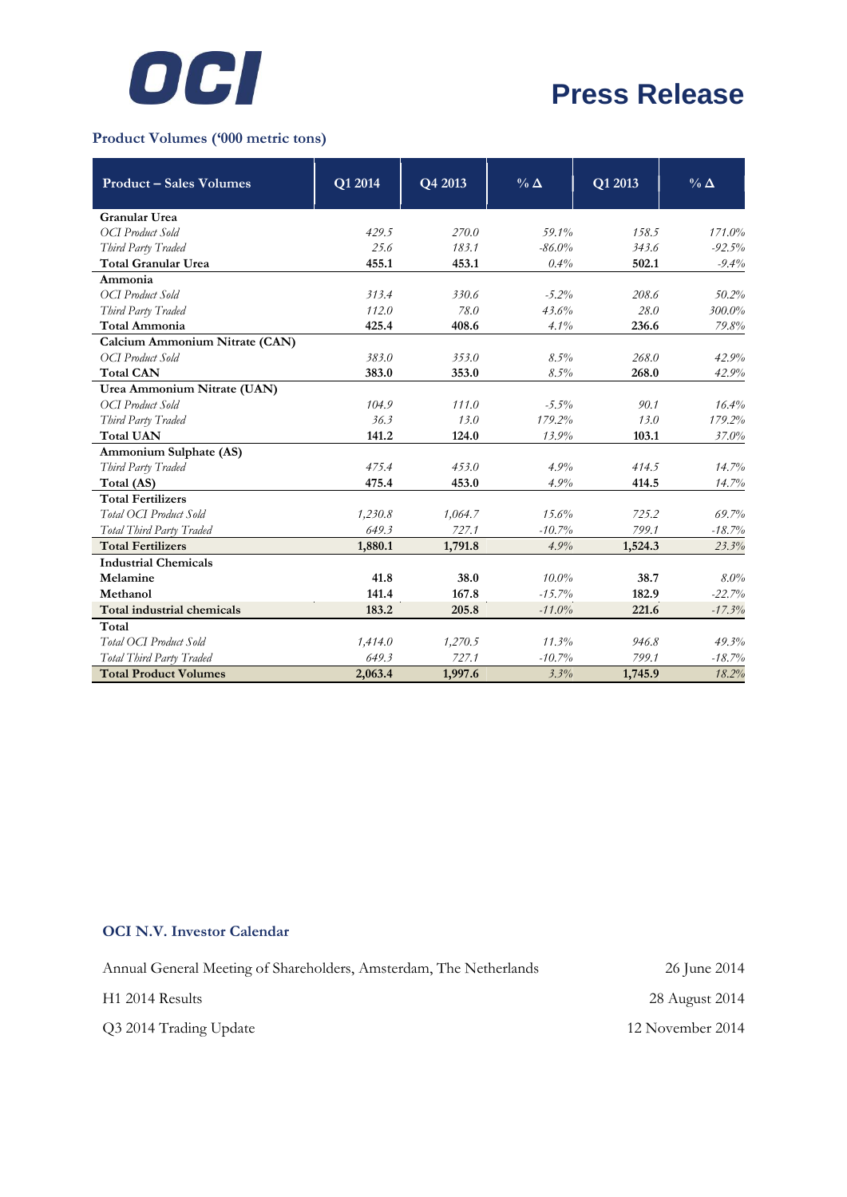# Press Release

### Product Volumes ('000 metric tons)

| Product – Sales Volumes | Q1 2014 | Q4 2013 | % Δ | Q1 2013 | % Δ |
|---|---|---|---|---|---|
| **Granular Urea** | | | | | |
| *OCI Product Sold* | *429.5* | *270.0* | *59.1%* | *158.5* | *171.0%* |
| *Third Party Traded* | *25.6* | *183.1* | *-86.0%* | *343.6* | *-92.5%* |
| **Total Granular Urea** | **455.1** | **453.1** | *0.4%* | **502.1** | *-9.4%* |
| **Ammonia** | | | | | |
| *OCI Product Sold* | *313.4* | *330.6* | *-5.2%* | *208.6* | *50.2%* |
| *Third Party Traded* | *112.0* | *78.0* | *43.6%* | *28.0* | *300.0%* |
| **Total Ammonia** | **425.4** | **408.6** | *4.1%* | **236.6** | *79.8%* |
| **Calcium Ammonium Nitrate (CAN)** | | | | | |
| *OCI Product Sold* | *383.0* | *353.0* | *8.5%* | *268.0* | *42.9%* |
| **Total CAN** | **383.0** | **353.0** | *8.5%* | **268.0** | *42.9%* |
| **Urea Ammonium Nitrate (UAN)** | | | | | |
| *OCI Product Sold* | *104.9* | *111.0* | *-5.5%* | *90.1* | *16.4%* |
| *Third Party Traded* | *36.3* | *13.0* | *179.2%* | *13.0* | *179.2%* |
| **Total UAN** | **141.2** | **124.0** | *13.9%* | **103.1** | *37.0%* |
| **Ammonium Sulphate (AS)** | | | | | |
| *Third Party Traded* | *475.4* | *453.0* | *4.9%* | *414.5* | *14.7%* |
| **Total (AS)** | **475.4** | **453.0** | *4.9%* | **414.5** | *14.7%* |
| **Total Fertilizers** | | | | | |
| *Total OCI Product Sold* | *1,230.8* | *1,064.7* | *15.6%* | *725.2* | *69.7%* |
| *Total Third Party Traded* | *649.3* | *727.1* | *-10.7%* | *799.1* | *-18.7%* |
| **Total Fertilizers** | **1,880.1** | **1,791.8** | *4.9%* | **1,524.3** | *23.3%* |
| **Industrial Chemicals** | | | | | |
| **Melamine** | **41.8** | **38.0** | *10.0%* | **38.7** | *8.0%* |
| **Methanol** | **141.4** | **167.8** | *-15.7%* | **182.9** | *-22.7%* |
| **Total industrial chemicals** | **183.2** | **205.8** | *-11.0%* | **221.6** | *-17.3%* |
| **Total** | | | | | |
| *Total OCI Product Sold* | *1,414.0* | *1,270.5* | *11.3%* | *946.8* | *49.3%* |
| *Total Third Party Traded* | *649.3* | *727.1* | *-10.7%* | *799.1* | *-18.7%* |
| **Total Product Volumes** | **2,063.4** | **1,997.6** | *3.3%* | **1,745.9** | *18.2%* |

### OCI N.V. Investor Calendar

| | |
|---|---|
| Annual General Meeting of Shareholders, Amsterdam, The Netherlands | 26 June 2014 |
| H1 2014 Results | 28 August 2014 |
| Q3 2014 Trading Update | 12 November 2014 |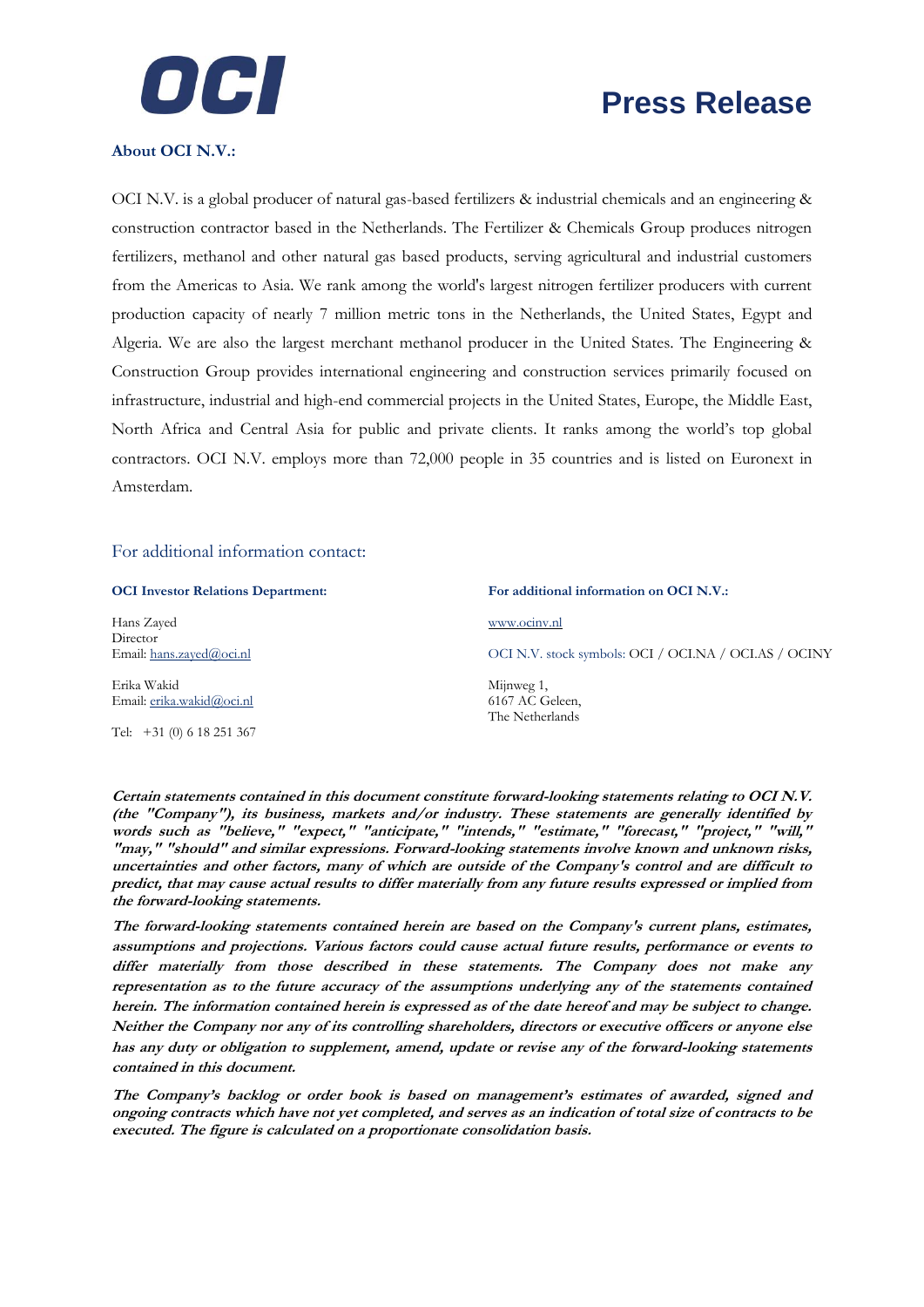**About OCI N.V.:**

OCI N.V. is a global producer of natural gas-based fertilizers & industrial chemicals and an engineering & construction contractor based in the Netherlands. The Fertilizer & Chemicals Group produces nitrogen fertilizers, methanol and other natural gas based products, serving agricultural and industrial customers from the Americas to Asia. We rank among the world's largest nitrogen fertilizer producers with current production capacity of nearly 7 million metric tons in the Netherlands, the United States, Egypt and Algeria. We are also the largest merchant methanol producer in the United States. The Engineering & Construction Group provides international engineering and construction services primarily focused on infrastructure, industrial and high-end commercial projects in the United States, Europe, the Middle East, North Africa and Central Asia for public and private clients. It ranks among the world's top global contractors. OCI N.V. employs more than 72,000 people in 35 countries and is listed on Euronext in Amsterdam.

## For additional information contact:

**OCI Investor Relations Department:**

Hans Zayed
Director
Email: hans.zayed@oci.nl

Erika Wakid
Email: erika.wakid@oci.nl

Tel: +31 (0) 6 18 251 367

**For additional information on OCI N.V.:**

www.ocinv.nl

OCI N.V. stock symbols: OCI / OCI.NA / OCI.AS / OCINY

Mijnweg 1,
6167 AC Geleen,
The Netherlands

***Certain statements contained in this document constitute forward-looking statements relating to OCI N.V. (the "Company"), its business, markets and/or industry. These statements are generally identified by words such as "believe," "expect," "anticipate," "intends," "estimate," "forecast," "project," "will," "may," "should" and similar expressions. Forward-looking statements involve known and unknown risks, uncertainties and other factors, many of which are outside of the Company's control and are difficult to predict, that may cause actual results to differ materially from any future results expressed or implied from the forward-looking statements.***

***The forward-looking statements contained herein are based on the Company's current plans, estimates, assumptions and projections. Various factors could cause actual future results, performance or events to differ materially from those described in these statements. The Company does not make any representation as to the future accuracy of the assumptions underlying any of the statements contained herein. The information contained herein is expressed as of the date hereof and may be subject to change. Neither the Company nor any of its controlling shareholders, directors or executive officers or anyone else has any duty or obligation to supplement, amend, update or revise any of the forward-looking statements contained in this document.***

***The Company's backlog or order book is based on management's estimates of awarded, signed and ongoing contracts which have not yet completed, and serves as an indication of total size of contracts to be executed. The figure is calculated on a proportionate consolidation basis.***